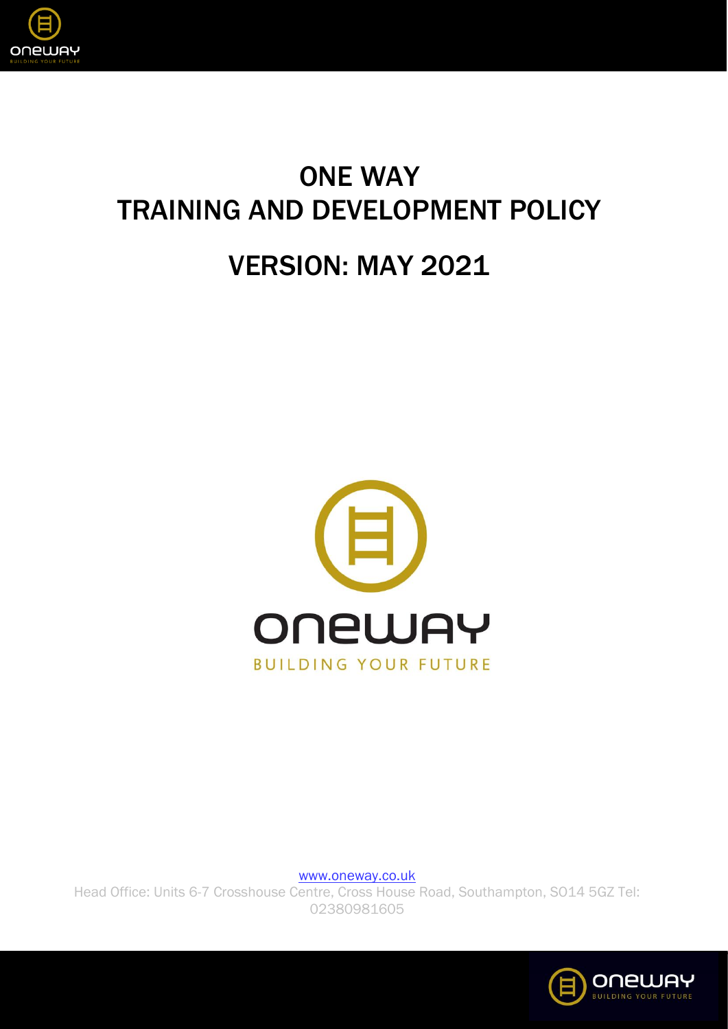# ONE WAY TRAINING AND DEVELOPMENT POLICY

## VERSION: MAY 2021

www.oneway.co.uk

Head Office: Units 6-7 Crosshouse Centre, Cross House Road, Southampton, SO14 5GZ Tel: 02380981605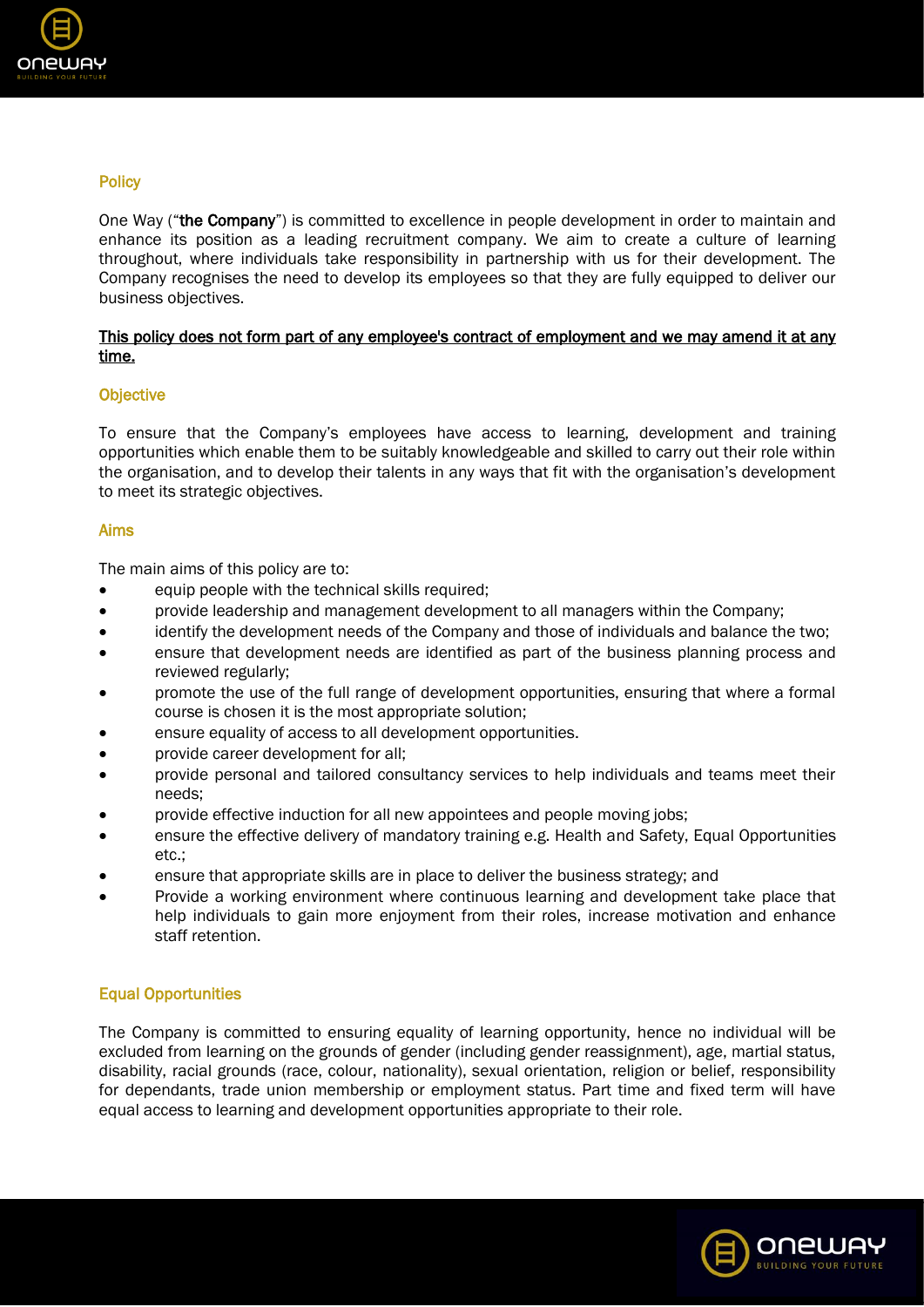## Policy

One Way ("**the Company**") is committed to excellence in people development in order to maintain and enhance its position as a leading recruitment company. We aim to create a culture of learning throughout, where individuals take responsibility in partnership with us for their development. The Company recognises the need to develop its employees so that they are fully equipped to deliver our business objectives.

<u>This policy does not form part of any employee's contract of employment and we may amend it at any time.</u>

## Objective

To ensure that the Company's employees have access to learning, development and training opportunities which enable them to be suitably knowledgeable and skilled to carry out their role within the organisation, and to develop their talents in any ways that fit with the organisation's development to meet its strategic objectives.

## Aims

The main aims of this policy are to:

- equip people with the technical skills required;
- provide leadership and management development to all managers within the Company;
- identify the development needs of the Company and those of individuals and balance the two;
- ensure that development needs are identified as part of the business planning process and reviewed regularly;
- promote the use of the full range of development opportunities, ensuring that where a formal course is chosen it is the most appropriate solution;
- ensure equality of access to all development opportunities.
- provide career development for all;
- provide personal and tailored consultancy services to help individuals and teams meet their needs;
- provide effective induction for all new appointees and people moving jobs;
- ensure the effective delivery of mandatory training e.g. Health and Safety, Equal Opportunities etc.;
- ensure that appropriate skills are in place to deliver the business strategy; and
- Provide a working environment where continuous learning and development take place that help individuals to gain more enjoyment from their roles, increase motivation and enhance staff retention.

## Equal Opportunities

The Company is committed to ensuring equality of learning opportunity, hence no individual will be excluded from learning on the grounds of gender (including gender reassignment), age, martial status, disability, racial grounds (race, colour, nationality), sexual orientation, religion or belief, responsibility for dependants, trade union membership or employment status. Part time and fixed term will have equal access to learning and development opportunities appropriate to their role.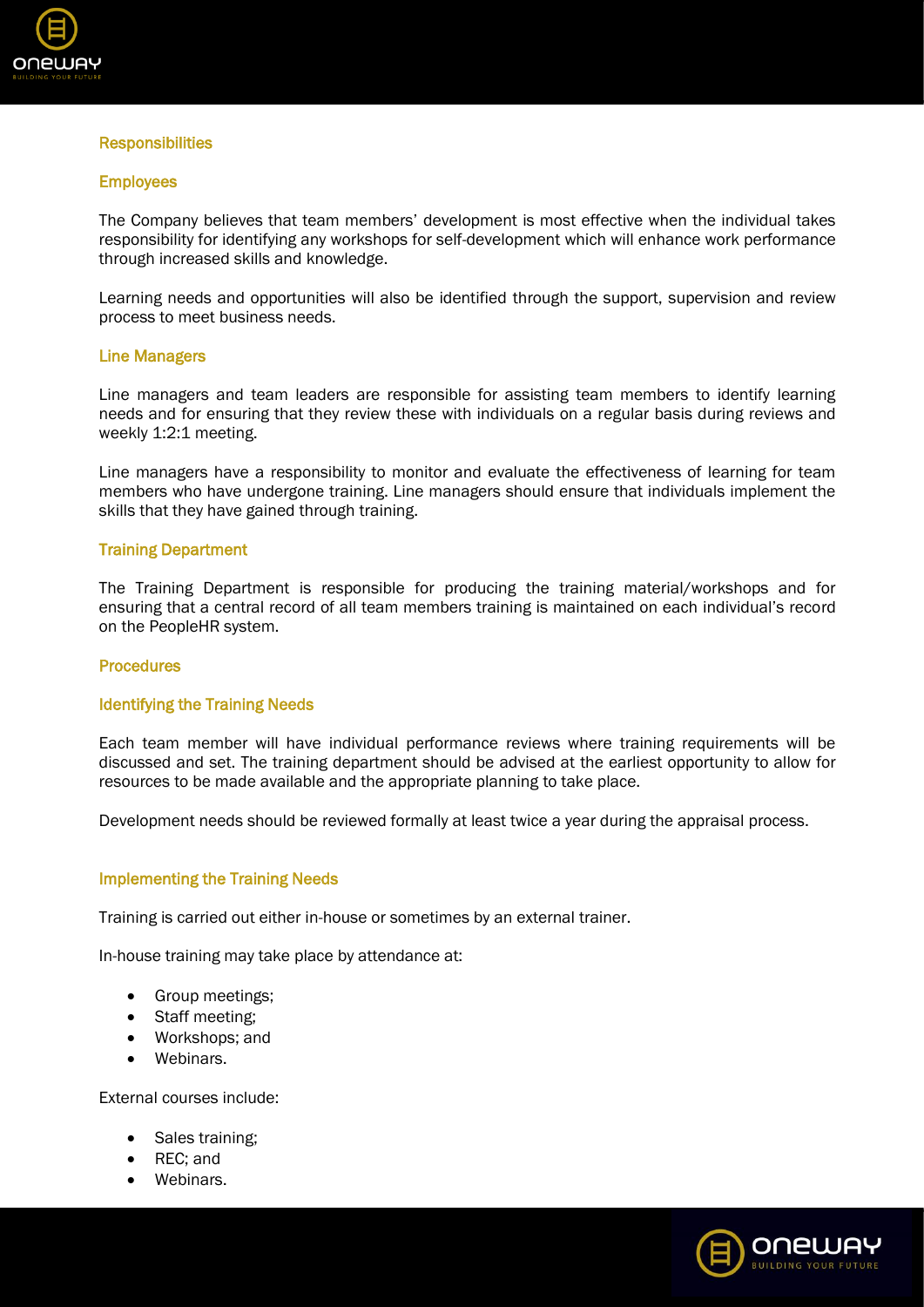## Responsibilities

### Employees

The Company believes that team members' development is most effective when the individual takes responsibility for identifying any workshops for self-development which will enhance work performance through increased skills and knowledge.

Learning needs and opportunities will also be identified through the support, supervision and review process to meet business needs.

### Line Managers

Line managers and team leaders are responsible for assisting team members to identify learning needs and for ensuring that they review these with individuals on a regular basis during reviews and weekly 1:2:1 meeting.

Line managers have a responsibility to monitor and evaluate the effectiveness of learning for team members who have undergone training. Line managers should ensure that individuals implement the skills that they have gained through training.

### Training Department

The Training Department is responsible for producing the training material/workshops and for ensuring that a central record of all team members training is maintained on each individual's record on the PeopleHR system.

## Procedures

### Identifying the Training Needs

Each team member will have individual performance reviews where training requirements will be discussed and set. The training department should be advised at the earliest opportunity to allow for resources to be made available and the appropriate planning to take place.

Development needs should be reviewed formally at least twice a year during the appraisal process.

### Implementing the Training Needs

Training is carried out either in-house or sometimes by an external trainer.

In-house training may take place by attendance at:

- Group meetings;
- Staff meeting;
- Workshops; and
- Webinars.

External courses include:

- Sales training;
- REC; and
- Webinars.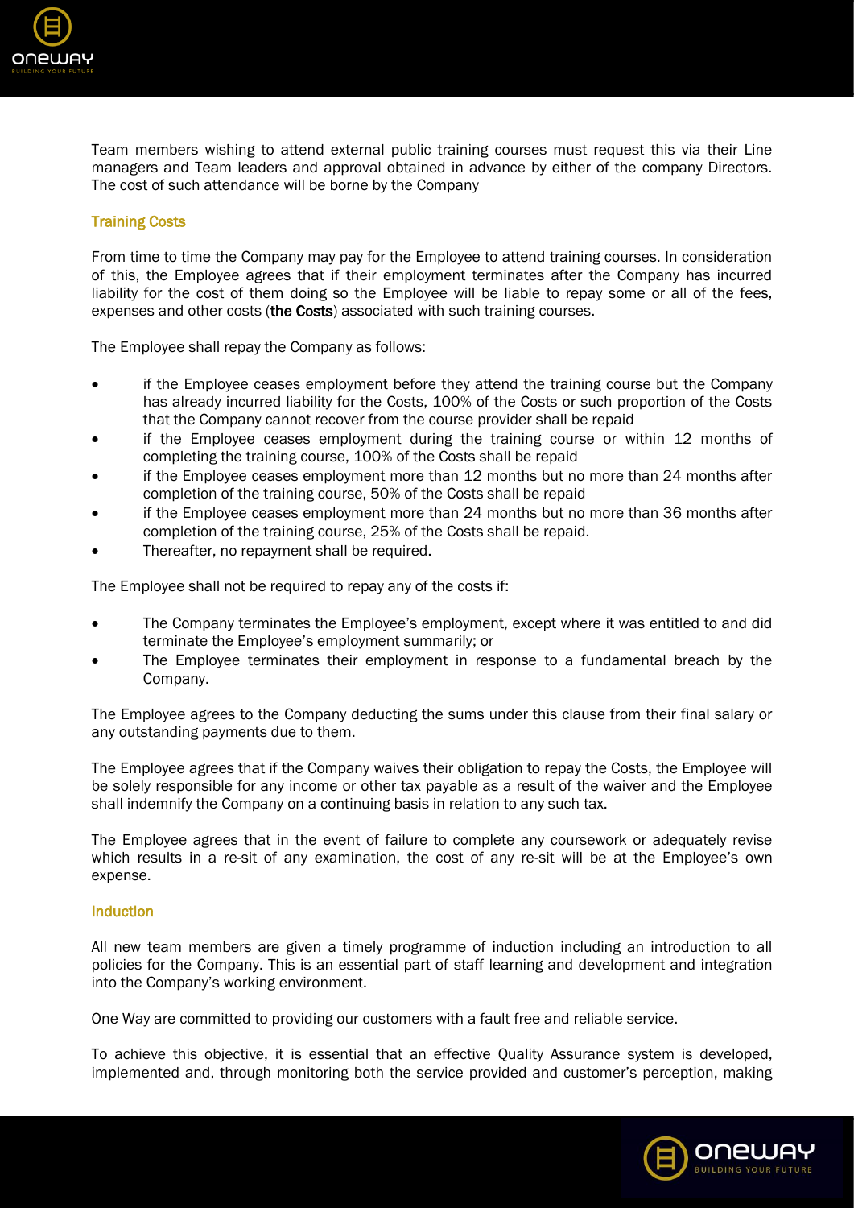Team members wishing to attend external public training courses must request this via their Line managers and Team leaders and approval obtained in advance by either of the company Directors. The cost of such attendance will be borne by the Company

## Training Costs

From time to time the Company may pay for the Employee to attend training courses. In consideration of this, the Employee agrees that if their employment terminates after the Company has incurred liability for the cost of them doing so the Employee will be liable to repay some or all of the fees, expenses and other costs (**the Costs**) associated with such training courses.

The Employee shall repay the Company as follows:

- if the Employee ceases employment before they attend the training course but the Company has already incurred liability for the Costs, 100% of the Costs or such proportion of the Costs that the Company cannot recover from the course provider shall be repaid
- if the Employee ceases employment during the training course or within 12 months of completing the training course, 100% of the Costs shall be repaid
- if the Employee ceases employment more than 12 months but no more than 24 months after completion of the training course, 50% of the Costs shall be repaid
- if the Employee ceases employment more than 24 months but no more than 36 months after completion of the training course, 25% of the Costs shall be repaid.
- Thereafter, no repayment shall be required.

The Employee shall not be required to repay any of the costs if:

- The Company terminates the Employee's employment, except where it was entitled to and did terminate the Employee's employment summarily; or
- The Employee terminates their employment in response to a fundamental breach by the Company.

The Employee agrees to the Company deducting the sums under this clause from their final salary or any outstanding payments due to them.

The Employee agrees that if the Company waives their obligation to repay the Costs, the Employee will be solely responsible for any income or other tax payable as a result of the waiver and the Employee shall indemnify the Company on a continuing basis in relation to any such tax.

The Employee agrees that in the event of failure to complete any coursework or adequately revise which results in a re-sit of any examination, the cost of any re-sit will be at the Employee's own expense.

## Induction

All new team members are given a timely programme of induction including an introduction to all policies for the Company. This is an essential part of staff learning and development and integration into the Company's working environment.

One Way are committed to providing our customers with a fault free and reliable service.

To achieve this objective, it is essential that an effective Quality Assurance system is developed, implemented and, through monitoring both the service provided and customer's perception, making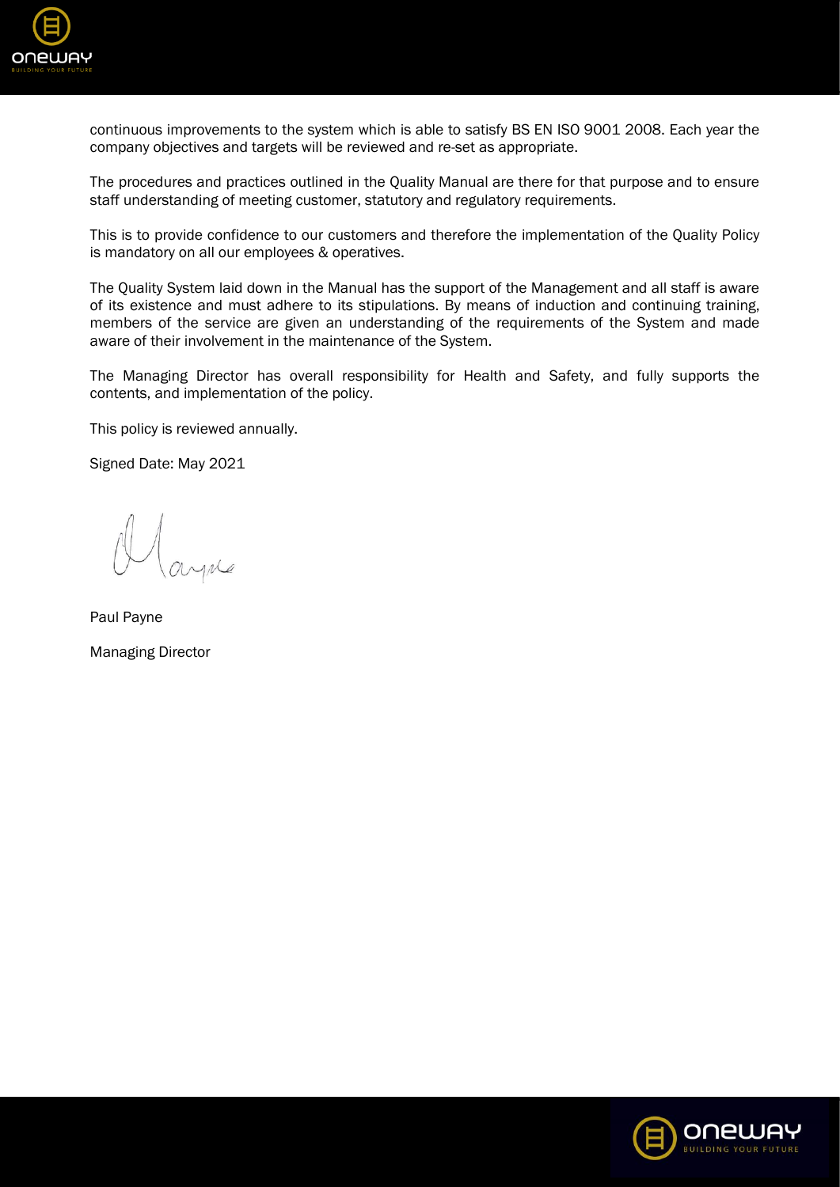continuous improvements to the system which is able to satisfy BS EN ISO 9001 2008. Each year the company objectives and targets will be reviewed and re-set as appropriate.

The procedures and practices outlined in the Quality Manual are there for that purpose and to ensure staff understanding of meeting customer, statutory and regulatory requirements.

This is to provide confidence to our customers and therefore the implementation of the Quality Policy is mandatory on all our employees & operatives.

The Quality System laid down in the Manual has the support of the Management and all staff is aware of its existence and must adhere to its stipulations. By means of induction and continuing training, members of the service are given an understanding of the requirements of the System and made aware of their involvement in the maintenance of the System.

The Managing Director has overall responsibility for Health and Safety, and fully supports the contents, and implementation of the policy.

This policy is reviewed annually.

Signed Date: May 2021

Paul Payne

Managing Director